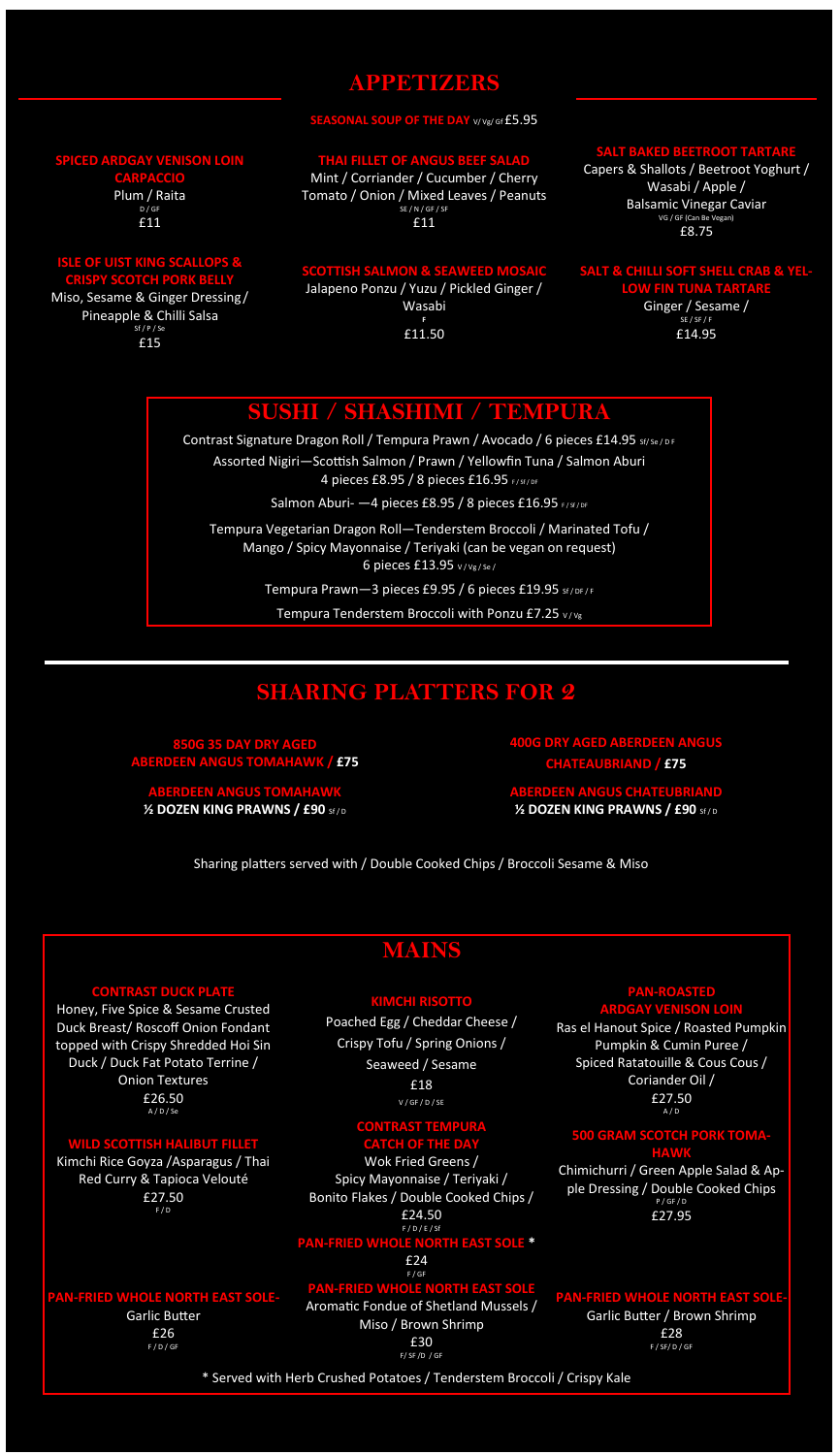## APPETIZERS

**SEASONAL SOUP OF THE DAY** V/ Vg/ Gf £5.95

**SPICED ARDGAY VENISON LOIN CARPACCIO**
Plum / Raita
D / GF
£11

**THAI FILLET OF ANGUS BEEF SALAD**
Mint / Corriander / Cucumber / Cherry Tomato / Onion / Mixed Leaves / Peanuts
SE / N / GF / SF
£11

**SALT BAKED BEETROOT TARTARE**
Capers & Shallots / Beetroot Yoghurt / Wasabi / Apple / Balsamic Vinegar Caviar
VG / GF (Can Be Vegan)
£8.75

**ISLE OF UIST KING SCALLOPS & CRISPY SCOTCH PORK BELLY**
Miso, Sesame & Ginger Dressing / Pineapple & Chilli Salsa
Sf / P / Se
£15

**SCOTTISH SALMON & SEAWEED MOSAIC**
Jalapeno Ponzu / Yuzu / Pickled Ginger / Wasabi
F
£11.50

**SALT & CHILLI SOFT SHELL CRAB & YELLOW FIN TUNA TARTARE**
Ginger / Sesame /
SE / SF / F
£14.95

## SUSHI / SASHIMI / TEMPURA

Contrast Signature Dragon Roll / Tempura Prawn / Avocado / 6 pieces £14.95 Sf / Se / D F

Assorted Nigiri—Scottish Salmon / Prawn / Yellowfin Tuna / Salmon Aburi
4 pieces £8.95 / 8 pieces £16.95 F / Sf / DF

Salmon Aburi- —4 pieces £8.95 / 8 pieces £16.95 F / Sf / DF

Tempura Vegetarian Dragon Roll—Tenderstem Broccoli / Marinated Tofu / Mango / Spicy Mayonnaise / Teriyaki (can be vegan on request)
6 pieces £13.95 V / Vg / Se /

Tempura Prawn—3 pieces £9.95 / 6 pieces £19.95 Sf / DF / F

Tempura Tenderstem Broccoli with Ponzu £7.25 V / Vg

## SHARING PLATTERS FOR 2

**850G 35 DAY DRY AGED ABERDEEN ANGUS TOMAHAWK / £75**

**ABERDEEN ANGUS TOMAHAWK ½ DOZEN KING PRAWNS / £90** Sf / D

**400G DRY AGED ABERDEEN ANGUS CHATEAUBRIAND / £75**

**ABERDEEN ANGUS CHATEUBRIAND ½ DOZEN KING PRAWNS / £90** Sf / D

Sharing platters served with / Double Cooked Chips / Broccoli Sesame & Miso

## MAINS

**CONTRAST DUCK PLATE**
Honey, Five Spice & Sesame Crusted Duck Breast/ Roscoff Onion Fondant topped with Crispy Shredded Hoi Sin Duck / Duck Fat Potato Terrine / Onion Textures
£26.50
A / D / Se

**KIMCHI RISOTTO**
Poached Egg / Cheddar Cheese / Crispy Tofu / Spring Onions / Seaweed / Sesame
£18
V / GF / D / SE

**PAN-ROASTED ARDGAY VENISON LOIN**
Ras el Hanout Spice / Roasted Pumpkin Pumpkin & Cumin Puree / Spiced Ratatouille & Cous Cous / Coriander Oil /
£27.50
A / D

**WILD SCOTTISH HALIBUT FILLET**
Kimchi Rice Goyza /Asparagus / Thai Red Curry & Tapioca Velouté
£27.50
F / D

**CONTRAST TEMPURA CATCH OF THE DAY**
Wok Fried Greens / Spicy Mayonnaise / Teriyaki / Bonito Flakes / Double Cooked Chips /
£24.50
F / D / E / Sf

**500 GRAM SCOTCH PORK TOMAHAWK**
Chimichurri / Green Apple Salad & Apple Dressing / Double Cooked Chips
P / GF / D
£27.95

**PAN-FRIED WHOLE NORTH EAST SOLE \***
£24
F / GF

**PAN-FRIED WHOLE NORTH EAST SOLE-**
Garlic Butter
£26
F / D / GF

**PAN-FRIED WHOLE NORTH EAST SOLE**
Aromatic Fondue of Shetland Mussels / Miso / Brown Shrimp
£30
F/ SF /D / GF

**PAN-FRIED WHOLE NORTH EAST SOLE-**
Garlic Butter / Brown Shrimp
£28
F / SF/ D / GF

\* Served with Herb Crushed Potatoes / Tenderstem Broccoli / Crispy Kale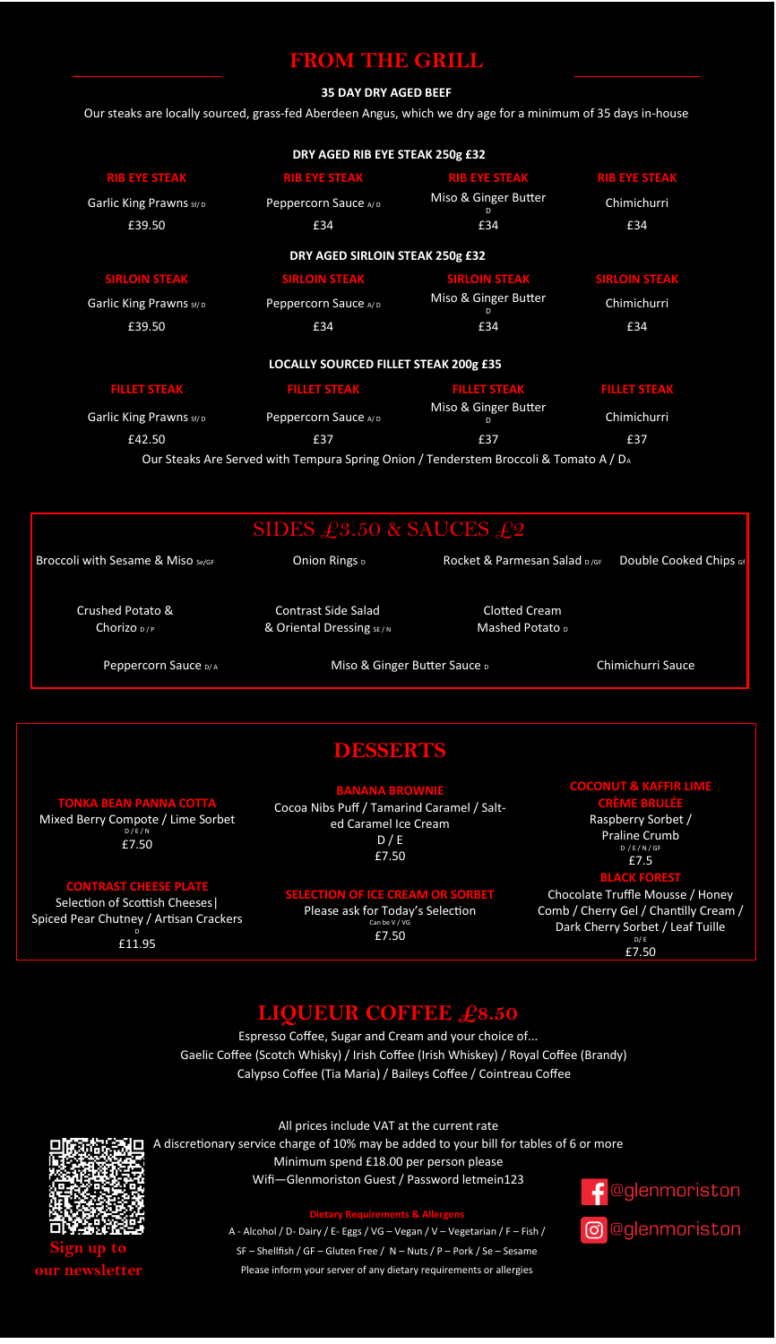## FROM THE GRILL

**35 DAY DRY AGED BEEF**

Our steaks are locally sourced, grass-fed Aberdeen Angus, which we dry age for a minimum of 35 days in-house

**DRY AGED RIB EYE STEAK 250g £32**

| RIB EYE STEAK | RIB EYE STEAK | RIB EYE STEAK | RIB EYE STEAK |
|---|---|---|---|
| Garlic King Prawns SF/D | Peppercorn Sauce A/D | Miso & Ginger Butter D | Chimichurri |
| £39.50 | £34 | £34 | £34 |

**DRY AGED SIRLOIN STEAK 250g £32**

| SIRLOIN STEAK | SIRLOIN STEAK | SIRLOIN STEAK | SIRLOIN STEAK |
|---|---|---|---|
| Garlic King Prawns SF/D | Peppercorn Sauce A/D | Miso & Ginger Butter D | Chimichurri |
| £39.50 | £34 | £34 | £34 |

**LOCALLY SOURCED FILLET STEAK 200g £35**

| FILLET STEAK | FILLET STEAK | FILLET STEAK | FILLET STEAK |
|---|---|---|---|
| Garlic King Prawns SF/D | Peppercorn Sauce A/D | Miso & Ginger Butter D | Chimichurri |
| £42.50 | £37 | £37 | £37 |

Our Steaks Are Served with Tempura Spring Onion / Tenderstem Broccoli & Tomato A / DA

## SIDES £3.50 & SAUCES £2

- Broccoli with Sesame & Miso SE/GF
- Onion Rings D
- Rocket & Parmesan Salad D/GF
- Double Cooked Chips GF
- Crushed Potato & Chorizo D/P
- Contrast Side Salad & Oriental Dressing SE/N
- Clotted Cream Mashed Potato D
- Peppercorn Sauce D/A
- Miso & Ginger Butter Sauce D
- Chimichurri Sauce

## DESSERTS

**TONKA BEAN PANNA COTTA**
Mixed Berry Compote / Lime Sorbet
D / E / N
£7.50

**BANANA BROWNIE**
Cocoa Nibs Puff / Tamarind Caramel / Salted Caramel Ice Cream
D / E
£7.50

**COCONUT & KAFFIR LIME CRÈME BRULÉE**
Raspberry Sorbet / Praline Crumb
D / E / N / GF
£7.5

**CONTRAST CHEESE PLATE**
Selection of Scottish Cheeses| Spiced Pear Chutney / Artisan Crackers
D
£11.95

**SELECTION OF ICE CREAM OR SORBET**
Please ask for Today's Selection
Can be V / VG
£7.50

**BLACK FOREST**
Chocolate Truffle Mousse / Honey Comb / Cherry Gel / Chantilly Cream / Dark Cherry Sorbet / Leaf Tuille
D/ E
£7.50

## LIQUEUR COFFEE £8.50

Espresso Coffee, Sugar and Cream and your choice of...
Gaelic Coffee (Scotch Whisky) / Irish Coffee (Irish Whiskey) / Royal Coffee (Brandy)
Calypso Coffee (Tia Maria) / Baileys Coffee / Cointreau Coffee

All prices include VAT at the current rate
A discretionary service charge of 10% may be added to your bill for tables of 6 or more
Minimum spend £18.00 per person please
Wifi—Glenmoriston Guest / Password letmein123

**Sign up to our newsletter**

@glenmoriston
@glenmoriston

**Dietary Requirements & Allergens**

A - Alcohol / D- Dairy / E- Eggs / VG – Vegan / V – Vegetarian / F – Fish /
SF – Shellfish / GF – Gluten Free / N – Nuts / P – Pork / Se – Sesame
Please inform your server of any dietary requirements or allergies